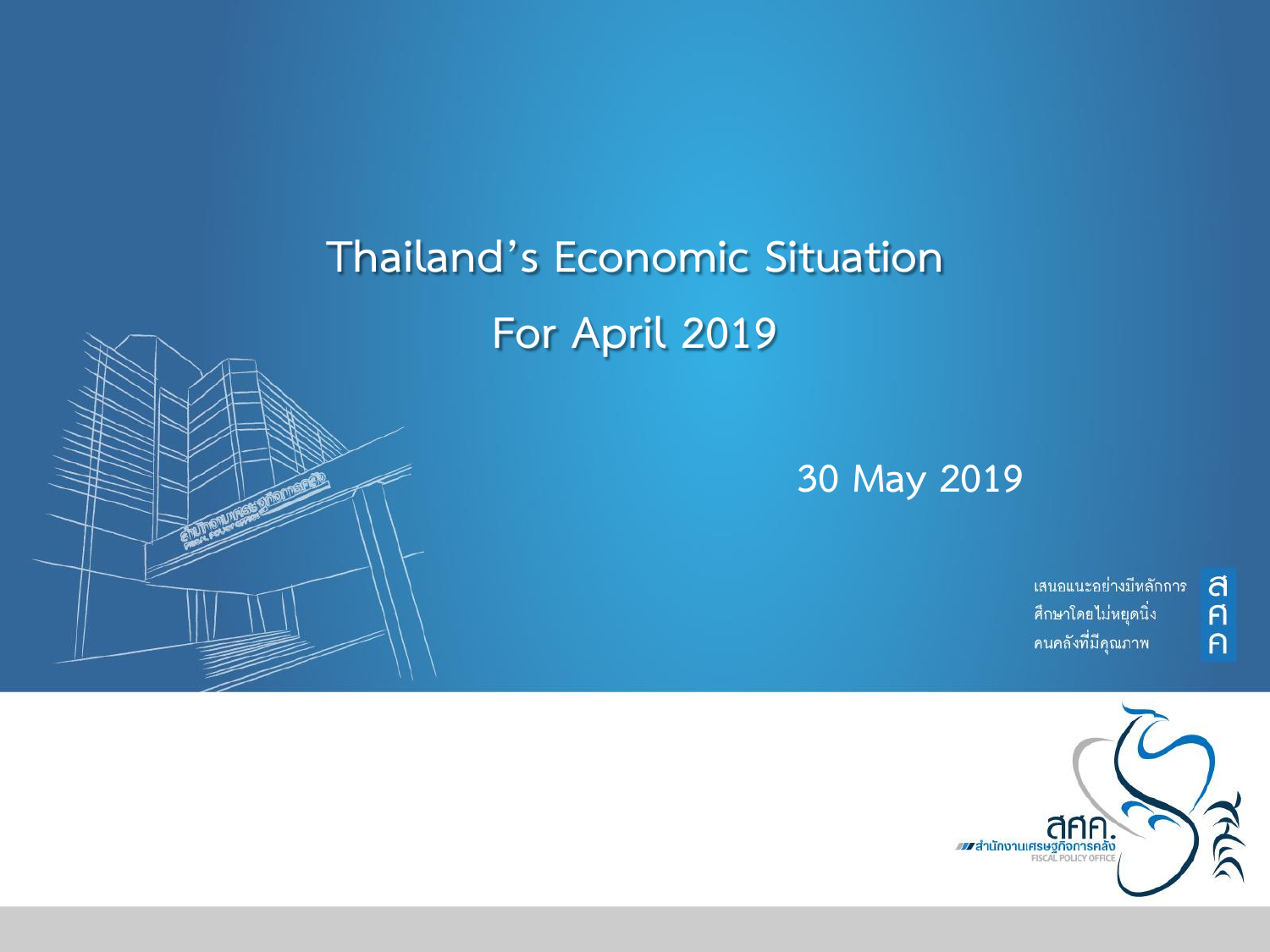# Thailand's Economic Situation

# For April 2019

30 May 2019

เสนอแนะอย่างมีหลักการ
ศึกษาโดยไม่หยุดนิ่ง
คนคลังที่มีคุณภาพ

สศค.
สำนักงานเศรษฐกิจการคลัง
FISCAL POLICY OFFICE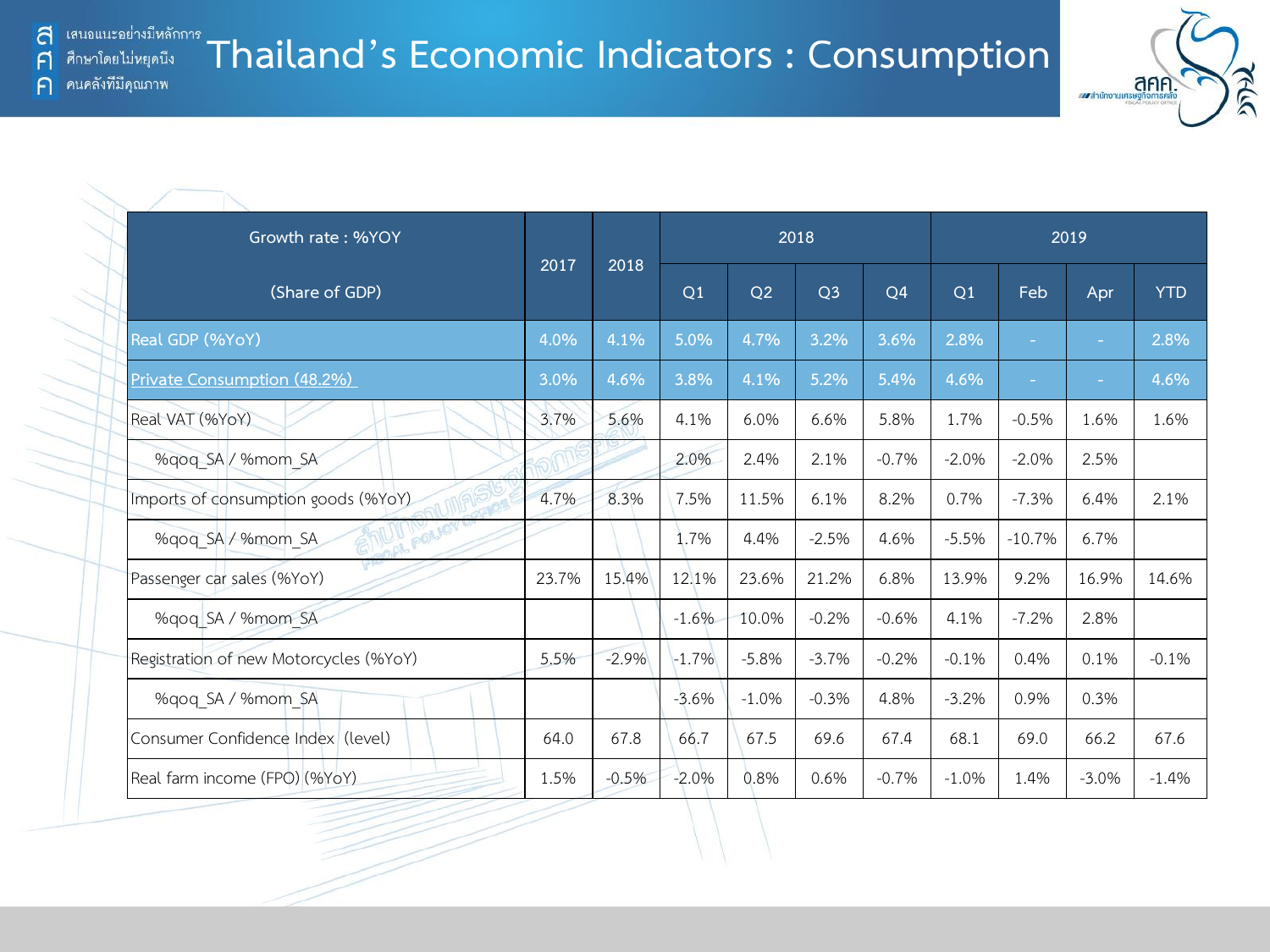# Thailand's Economic Indicators : Consumption

| Growth rate : %YOY (Share of GDP) | 2017 | 2018 | 2018 | | | | 2019 | | | |
|---|---|---|---|---|---|---|---|---|---|---|
| | | | Q1 | Q2 | Q3 | Q4 | Q1 | Feb | Apr | YTD |
| Real GDP (%YoY) | 4.0% | 4.1% | 5.0% | 4.7% | 3.2% | 3.6% | 2.8% | - | - | 2.8% |
| Private Consumption (48.2%) | 3.0% | 4.6% | 3.8% | 4.1% | 5.2% | 5.4% | 4.6% | - | - | 4.6% |
| Real VAT (%YoY) | 3.7% | 5.6% | 4.1% | 6.0% | 6.6% | 5.8% | 1.7% | -0.5% | 1.6% | 1.6% |
| %qoq_SA / %mom_SA | | | 2.0% | 2.4% | 2.1% | -0.7% | -2.0% | -2.0% | 2.5% | |
| Imports of consumption goods (%YoY) | 4.7% | 8.3% | 7.5% | 11.5% | 6.1% | 8.2% | 0.7% | -7.3% | 6.4% | 2.1% |
| %qoq_SA / %mom_SA | | | 1.7% | 4.4% | -2.5% | 4.6% | -5.5% | -10.7% | 6.7% | |
| Passenger car sales (%YoY) | 23.7% | 15.4% | 12.1% | 23.6% | 21.2% | 6.8% | 13.9% | 9.2% | 16.9% | 14.6% |
| %qoq_SA / %mom_SA | | | -1.6% | 10.0% | -0.2% | -0.6% | 4.1% | -7.2% | 2.8% | |
| Registration of new Motorcycles (%YoY) | 5.5% | -2.9% | -1.7% | -5.8% | -3.7% | -0.2% | -0.1% | 0.4% | 0.1% | -0.1% |
| %qoq_SA / %mom_SA | | | -3.6% | -1.0% | -0.3% | 4.8% | -3.2% | 0.9% | 0.3% | |
| Consumer Confidence Index (level) | 64.0 | 67.8 | 66.7 | 67.5 | 69.6 | 67.4 | 68.1 | 69.0 | 66.2 | 67.6 |
| Real farm income (FPO) (%YoY) | 1.5% | -0.5% | -2.0% | 0.8% | 0.6% | -0.7% | -1.0% | 1.4% | -3.0% | -1.4% |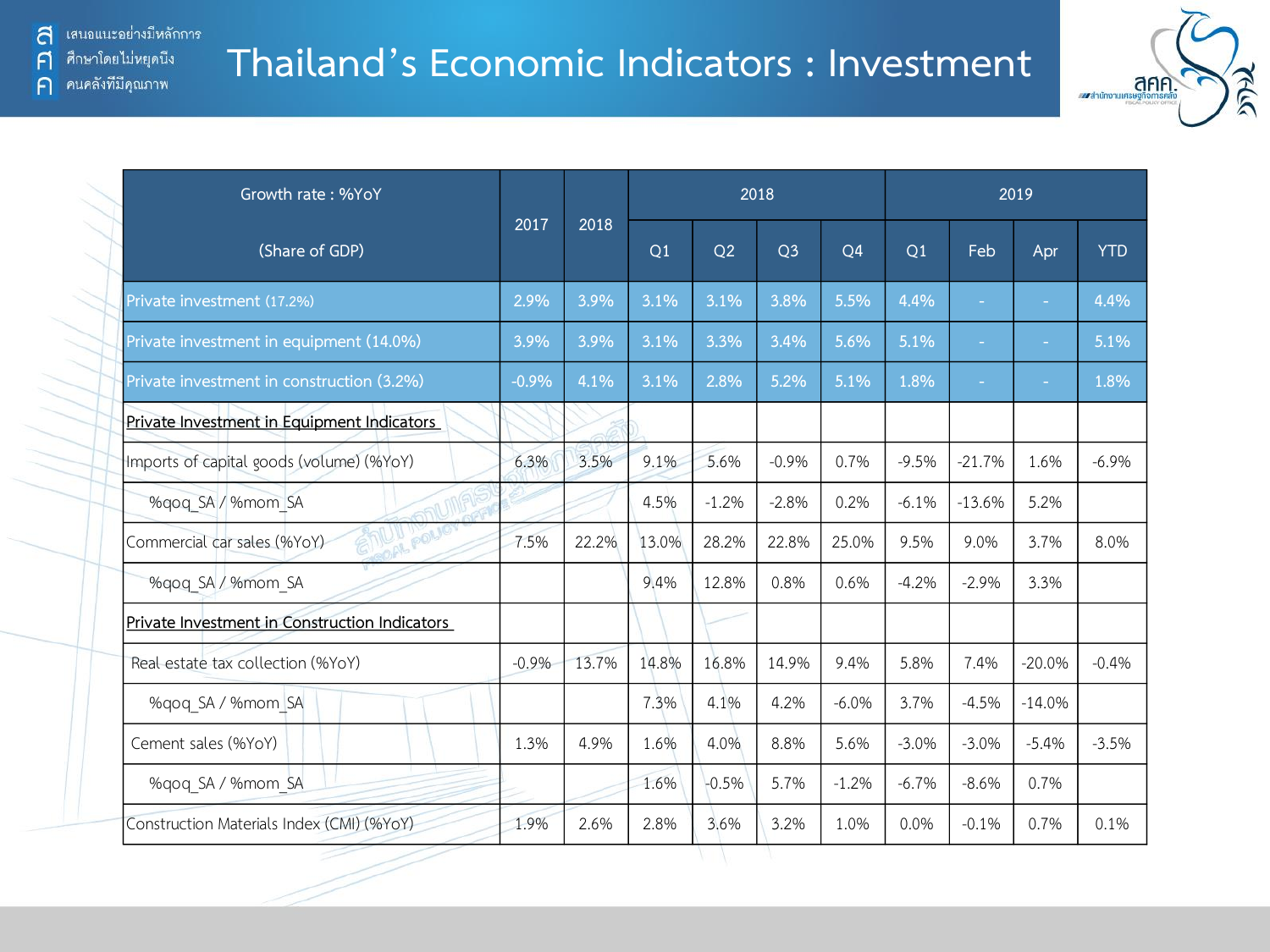# Thailand's Economic Indicators : Investment

| Growth rate : %YoY (Share of GDP) | 2017 | 2018 | 2018 | | | | 2019 | | | |
|---|---|---|---|---|---|---|---|---|---|---|
| | | | Q1 | Q2 | Q3 | Q4 | Q1 | Feb | Apr | YTD |
| Private investment (17.2%) | 2.9% | 3.9% | 3.1% | 3.1% | 3.8% | 5.5% | 4.4% | - | - | 4.4% |
| Private investment in equipment (14.0%) | 3.9% | 3.9% | 3.1% | 3.3% | 3.4% | 5.6% | 5.1% | - | - | 5.1% |
| Private investment in construction (3.2%) | -0.9% | 4.1% | 3.1% | 2.8% | 5.2% | 5.1% | 1.8% | - | - | 1.8% |
| Private Investment in Equipment Indicators | | | | | | | | | | |
| Imports of capital goods (volume) (%YoY) | 6.3% | 3.5% | 9.1% | 5.6% | -0.9% | 0.7% | -9.5% | -21.7% | 1.6% | -6.9% |
| %qoq_SA / %mom_SA | | | 4.5% | -1.2% | -2.8% | 0.2% | -6.1% | -13.6% | 5.2% | |
| Commercial car sales (%YoY) | 7.5% | 22.2% | 13.0% | 28.2% | 22.8% | 25.0% | 9.5% | 9.0% | 3.7% | 8.0% |
| %qoq_SA / %mom_SA | | | 9.4% | 12.8% | 0.8% | 0.6% | -4.2% | -2.9% | 3.3% | |
| Private Investment in Construction Indicators | | | | | | | | | | |
| Real estate tax collection (%YoY) | -0.9% | 13.7% | 14.8% | 16.8% | 14.9% | 9.4% | 5.8% | 7.4% | -20.0% | -0.4% |
| %qoq_SA / %mom_SA | | | 7.3% | 4.1% | 4.2% | -6.0% | 3.7% | -4.5% | -14.0% | |
| Cement sales (%YoY) | 1.3% | 4.9% | 1.6% | 4.0% | 8.8% | 5.6% | -3.0% | -3.0% | -5.4% | -3.5% |
| %qoq_SA / %mom_SA | | | 1.6% | -0.5% | 5.7% | -1.2% | -6.7% | -8.6% | 0.7% | |
| Construction Materials Index (CMI) (%YoY) | 1.9% | 2.6% | 2.8% | 3.6% | 3.2% | 1.0% | 0.0% | -0.1% | 0.7% | 0.1% |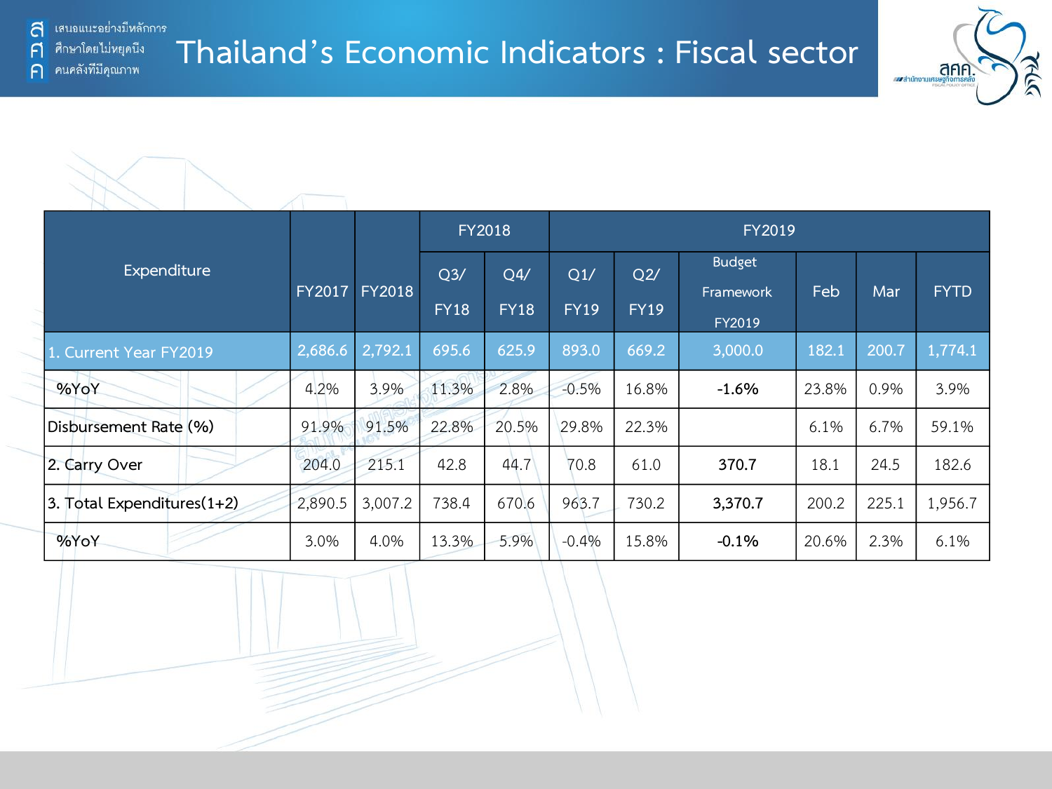# Thailand's Economic Indicators : Fiscal sector

| Expenditure | FY2017 | FY2018 | FY2018 | | FY2019 | | | | | |
|---|---|---|---|---|---|---|---|---|---|---|
| | | | Q3/ FY18 | Q4/ FY18 | Q1/ FY19 | Q2/ FY19 | Budget Framework FY2019 | Feb | Mar | FYTD |
| 1. Current Year FY2019 | 2,686.6 | 2,792.1 | 695.6 | 625.9 | 893.0 | 669.2 | 3,000.0 | 182.1 | 200.7 | 1,774.1 |
| %YoY | 4.2% | 3.9% | 11.3% | 2.8% | -0.5% | 16.8% | **-1.6%** | 23.8% | 0.9% | 3.9% |
| Disbursement Rate (%) | 91.9% | 91.5% | 22.8% | 20.5% | 29.8% | 22.3% | | 6.1% | 6.7% | 59.1% |
| 2. Carry Over | 204.0 | 215.1 | 42.8 | 44.7 | 70.8 | 61.0 | **370.7** | 18.1 | 24.5 | 182.6 |
| 3. Total Expenditures(1+2) | 2,890.5 | 3,007.2 | 738.4 | 670.6 | 963.7 | 730.2 | **3,370.7** | 200.2 | 225.1 | 1,956.7 |
| %YoY | 3.0% | 4.0% | 13.3% | 5.9% | -0.4% | 15.8% | **-0.1%** | 20.6% | 2.3% | 6.1% |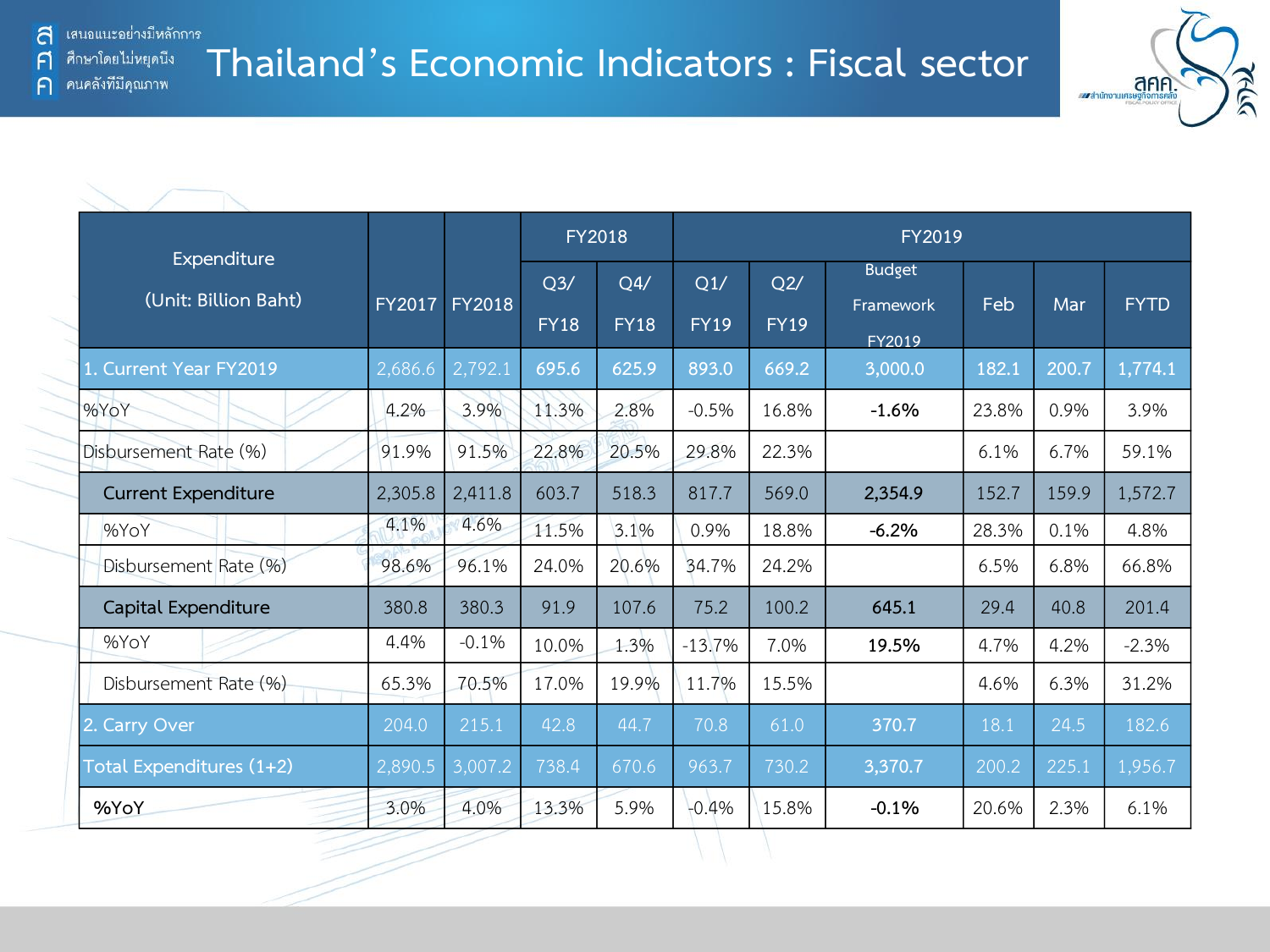# Thailand's Economic Indicators : Fiscal sector

| Expenditure (Unit: Billion Baht) | FY2017 | FY2018 | FY2018 | | FY2019 | | | | | |
|---|---|---|---|---|---|---|---|---|---|---|
| | | | Q3/ FY18 | Q4/ FY18 | Q1/ FY19 | Q2/ FY19 | Budget Framework FY2019 | Feb | Mar | FYTD |
| 1. Current Year FY2019 | 2,686.6 | 2,792.1 | 695.6 | 625.9 | 893.0 | 669.2 | 3,000.0 | 182.1 | 200.7 | 1,774.1 |
| %YoY | 4.2% | 3.9% | 11.3% | 2.8% | -0.5% | 16.8% | -1.6% | 23.8% | 0.9% | 3.9% |
| Disbursement Rate (%) | 91.9% | 91.5% | 22.8% | 20.5% | 29.8% | 22.3% | | 6.1% | 6.7% | 59.1% |
| Current Expenditure | 2,305.8 | 2,411.8 | 603.7 | 518.3 | 817.7 | 569.0 | 2,354.9 | 152.7 | 159.9 | 1,572.7 |
| %YoY | 4.1% | 4.6% | 11.5% | 3.1% | 0.9% | 18.8% | -6.2% | 28.3% | 0.1% | 4.8% |
| Disbursement Rate (%) | 98.6% | 96.1% | 24.0% | 20.6% | 34.7% | 24.2% | | 6.5% | 6.8% | 66.8% |
| Capital Expenditure | 380.8 | 380.3 | 91.9 | 107.6 | 75.2 | 100.2 | 645.1 | 29.4 | 40.8 | 201.4 |
| %YoY | 4.4% | -0.1% | 10.0% | 1.3% | -13.7% | 7.0% | 19.5% | 4.7% | 4.2% | -2.3% |
| Disbursement Rate (%) | 65.3% | 70.5% | 17.0% | 19.9% | 11.7% | 15.5% | | 4.6% | 6.3% | 31.2% |
| 2. Carry Over | 204.0 | 215.1 | 42.8 | 44.7 | 70.8 | 61.0 | 370.7 | 18.1 | 24.5 | 182.6 |
| Total Expenditures (1+2) | 2,890.5 | 3,007.2 | 738.4 | 670.6 | 963.7 | 730.2 | 3,370.7 | 200.2 | 225.1 | 1,956.7 |
| %YoY | 3.0% | 4.0% | 13.3% | 5.9% | -0.4% | 15.8% | -0.1% | 20.6% | 2.3% | 6.1% |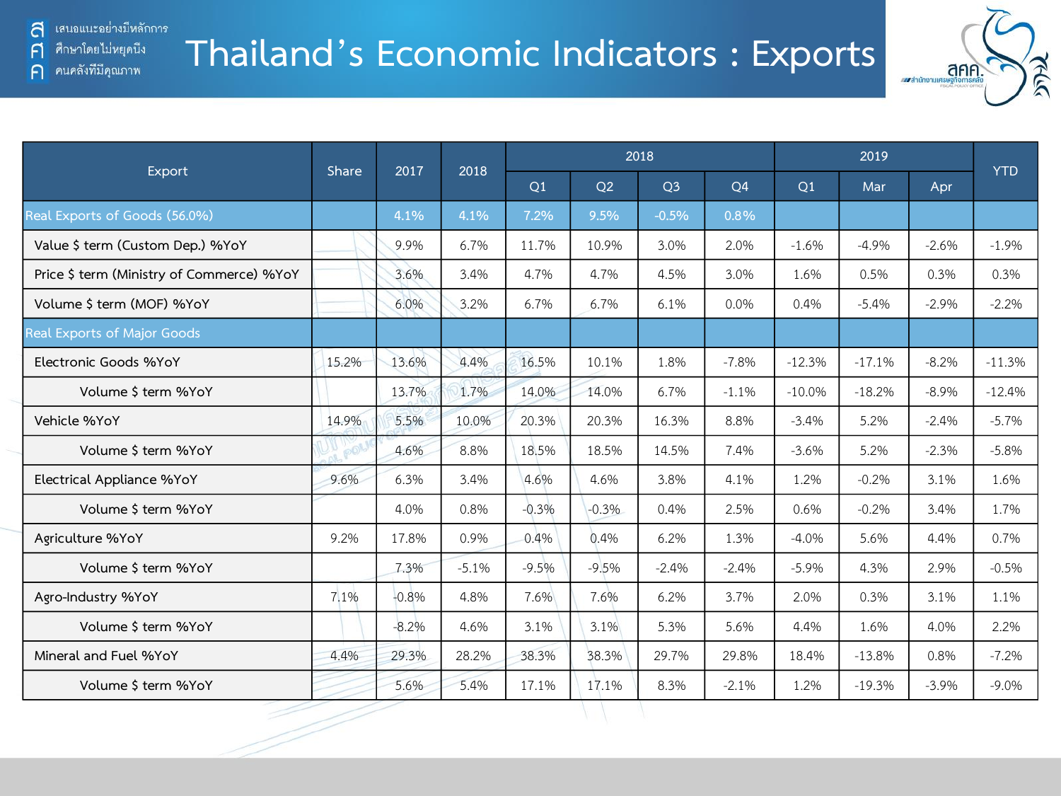# Thailand's Economic Indicators : Exports

| Export | Share | 2017 | 2018 | 2018 | | | | 2019 | | | YTD |
|---|---|---|---|---|---|---|---|---|---|---|---|
| | | | | Q1 | Q2 | Q3 | Q4 | Q1 | Mar | Apr | |
| Real Exports of Goods (56.0%) | | 4.1% | 4.1% | 7.2% | 9.5% | -0.5% | 0.8% | | | | |
| Value $ term (Custom Dep.) %YoY | | 9.9% | 6.7% | 11.7% | 10.9% | 3.0% | 2.0% | -1.6% | -4.9% | -2.6% | -1.9% |
| Price $ term (Ministry of Commerce) %YoY | | 3.6% | 3.4% | 4.7% | 4.7% | 4.5% | 3.0% | 1.6% | 0.5% | 0.3% | 0.3% |
| Volume $ term (MOF) %YoY | | 6.0% | 3.2% | 6.7% | 6.7% | 6.1% | 0.0% | 0.4% | -5.4% | -2.9% | -2.2% |
| Real Exports of Major Goods | | | | | | | | | | | |
| Electronic Goods %YoY | 15.2% | 13.6% | 4.4% | 16.5% | 10.1% | 1.8% | -7.8% | -12.3% | -17.1% | -8.2% | -11.3% |
| Volume $ term %YoY | | 13.7% | 1.7% | 14.0% | 14.0% | 6.7% | -1.1% | -10.0% | -18.2% | -8.9% | -12.4% |
| Vehicle %YoY | 14.9% | 5.5% | 10.0% | 20.3% | 20.3% | 16.3% | 8.8% | -3.4% | 5.2% | -2.4% | -5.7% |
| Volume $ term %YoY | | 4.6% | 8.8% | 18.5% | 18.5% | 14.5% | 7.4% | -3.6% | 5.2% | -2.3% | -5.8% |
| Electrical Appliance %YoY | 9.6% | 6.3% | 3.4% | 4.6% | 4.6% | 3.8% | 4.1% | 1.2% | -0.2% | 3.1% | 1.6% |
| Volume $ term %YoY | | 4.0% | 0.8% | -0.3% | -0.3% | 0.4% | 2.5% | 0.6% | -0.2% | 3.4% | 1.7% |
| Agriculture %YoY | 9.2% | 17.8% | 0.9% | 0.4% | 0.4% | 6.2% | 1.3% | -4.0% | 5.6% | 4.4% | 0.7% |
| Volume $ term %YoY | | 7.3% | -5.1% | -9.5% | -9.5% | -2.4% | -2.4% | -5.9% | 4.3% | 2.9% | -0.5% |
| Agro-Industry %YoY | 7.1% | -0.8% | 4.8% | 7.6% | 7.6% | 6.2% | 3.7% | 2.0% | 0.3% | 3.1% | 1.1% |
| Volume $ term %YoY | | -8.2% | 4.6% | 3.1% | 3.1% | 5.3% | 5.6% | 4.4% | 1.6% | 4.0% | 2.2% |
| Mineral and Fuel %YoY | 4.4% | 29.3% | 28.2% | 38.3% | 38.3% | 29.7% | 29.8% | 18.4% | -13.8% | 0.8% | -7.2% |
| Volume $ term %YoY | | 5.6% | 5.4% | 17.1% | 17.1% | 8.3% | -2.1% | 1.2% | -19.3% | -3.9% | -9.0% |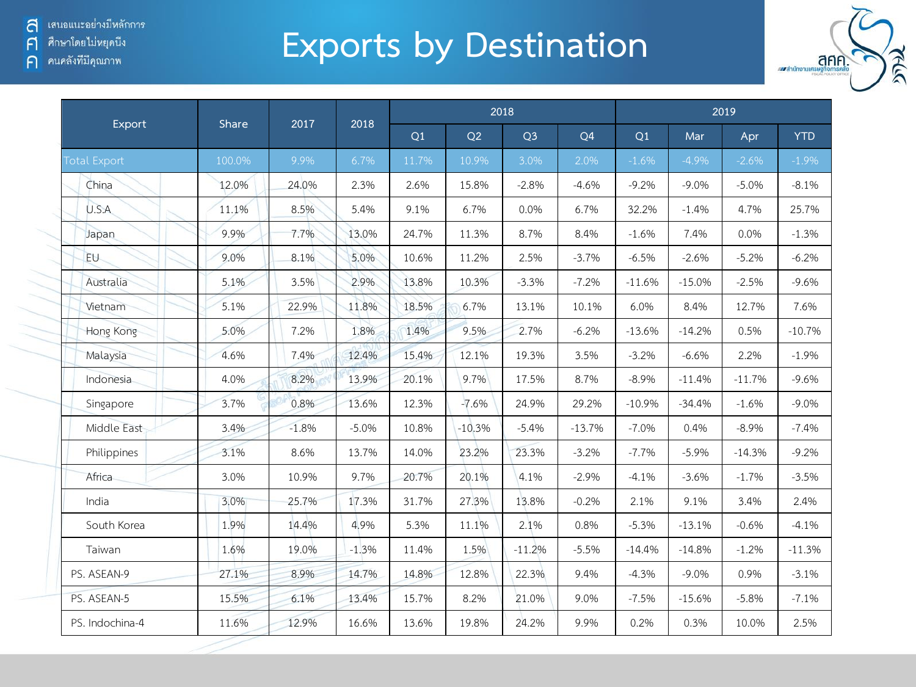# Exports by Destination

| Export | Share | 2017 | 2018 | 2018 | | | | 2019 | | | |
|---|---|---|---|---|---|---|---|---|---|---|---|
| | | | | Q1 | Q2 | Q3 | Q4 | Q1 | Mar | Apr | YTD |
| Total Export | 100.0% | 9.9% | 6.7% | 11.7% | 10.9% | 3.0% | 2.0% | -1.6% | -4.9% | -2.6% | -1.9% |
| China | 12.0% | 24.0% | 2.3% | 2.6% | 15.8% | -2.8% | -4.6% | -9.2% | -9.0% | -5.0% | -8.1% |
| U.S.A | 11.1% | 8.5% | 5.4% | 9.1% | 6.7% | 0.0% | 6.7% | 32.2% | -1.4% | 4.7% | 25.7% |
| Japan | 9.9% | 7.7% | 13.0% | 24.7% | 11.3% | 8.7% | 8.4% | -1.6% | 7.4% | 0.0% | -1.3% |
| EU | 9.0% | 8.1% | 5.0% | 10.6% | 11.2% | 2.5% | -3.7% | -6.5% | -2.6% | -5.2% | -6.2% |
| Australia | 5.1% | 3.5% | 2.9% | 13.8% | 10.3% | -3.3% | -7.2% | -11.6% | -15.0% | -2.5% | -9.6% |
| Vietnam | 5.1% | 22.9% | 11.8% | 18.5% | 6.7% | 13.1% | 10.1% | 6.0% | 8.4% | 12.7% | 7.6% |
| Hong Kong | 5.0% | 7.2% | 1.8% | 1.4% | 9.5% | 2.7% | -6.2% | -13.6% | -14.2% | 0.5% | -10.7% |
| Malaysia | 4.6% | 7.4% | 12.4% | 15.4% | 12.1% | 19.3% | 3.5% | -3.2% | -6.6% | 2.2% | -1.9% |
| Indonesia | 4.0% | 8.2% | 13.9% | 20.1% | 9.7% | 17.5% | 8.7% | -8.9% | -11.4% | -11.7% | -9.6% |
| Singapore | 3.7% | 0.8% | 13.6% | 12.3% | -7.6% | 24.9% | 29.2% | -10.9% | -34.4% | -1.6% | -9.0% |
| Middle East | 3.4% | -1.8% | -5.0% | 10.8% | -10.3% | -5.4% | -13.7% | -7.0% | 0.4% | -8.9% | -7.4% |
| Philippines | 3.1% | 8.6% | 13.7% | 14.0% | 23.2% | 23.3% | -3.2% | -7.7% | -5.9% | -14.3% | -9.2% |
| Africa | 3.0% | 10.9% | 9.7% | 20.7% | 20.1% | 4.1% | -2.9% | -4.1% | -3.6% | -1.7% | -3.5% |
| India | 3.0% | 25.7% | 17.3% | 31.7% | 27.3% | 13.8% | -0.2% | 2.1% | 9.1% | 3.4% | 2.4% |
| South Korea | 1.9% | 14.4% | 4.9% | 5.3% | 11.1% | 2.1% | 0.8% | -5.3% | -13.1% | -0.6% | -4.1% |
| Taiwan | 1.6% | 19.0% | -1.3% | 11.4% | 1.5% | -11.2% | -5.5% | -14.4% | -14.8% | -1.2% | -11.3% |
| PS. ASEAN-9 | 27.1% | 8.9% | 14.7% | 14.8% | 12.8% | 22.3% | 9.4% | -4.3% | -9.0% | 0.9% | -3.1% |
| PS. ASEAN-5 | 15.5% | 6.1% | 13.4% | 15.7% | 8.2% | 21.0% | 9.0% | -7.5% | -15.6% | -5.8% | -7.1% |
| PS. Indochina-4 | 11.6% | 12.9% | 16.6% | 13.6% | 19.8% | 24.2% | 9.9% | 0.2% | 0.3% | 10.0% | 2.5% |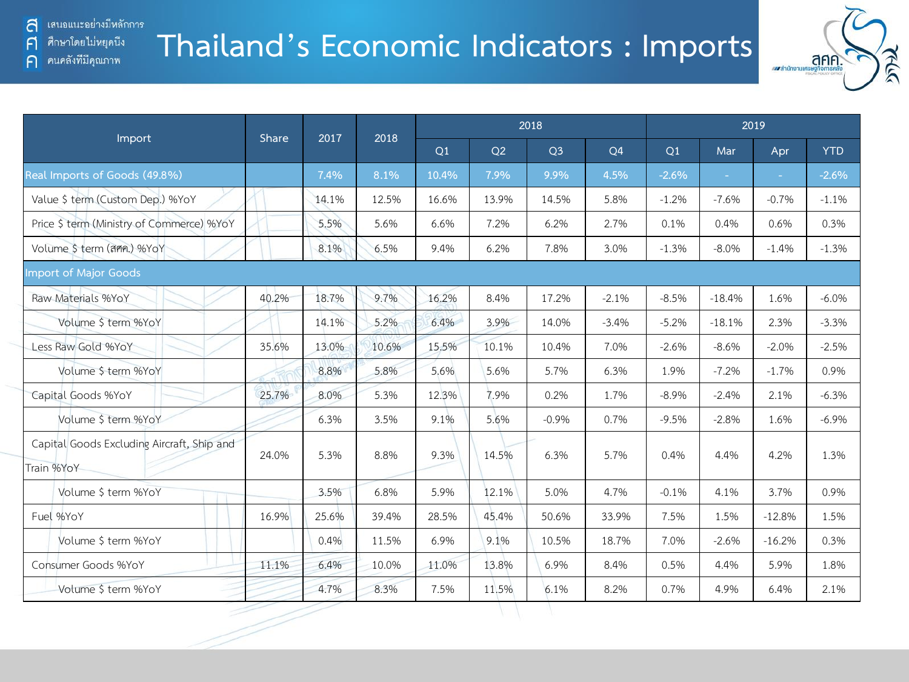# Thailand's Economic Indicators : Imports

| Import | Share | 2017 | 2018 | 2018 | | | | 2019 | | | |
|---|---|---|---|---|---|---|---|---|---|---|---|
| | | | | Q1 | Q2 | Q3 | Q4 | Q1 | Mar | Apr | YTD |
| Real Imports of Goods (49.8%) | | 7.4% | 8.1% | 10.4% | 7.9% | 9.9% | 4.5% | -2.6% | - | - | -2.6% |
| Value $ term (Custom Dep.) %YoY | | 14.1% | 12.5% | 16.6% | 13.9% | 14.5% | 5.8% | -1.2% | -7.6% | -0.7% | -1.1% |
| Price $ term (Ministry of Commerce) %YoY | | 5.5% | 5.6% | 6.6% | 7.2% | 6.2% | 2.7% | 0.1% | 0.4% | 0.6% | 0.3% |
| Volume $ term (สศค.) %YoY | | 8.1% | 6.5% | 9.4% | 6.2% | 7.8% | 3.0% | -1.3% | -8.0% | -1.4% | -1.3% |
| Import of Major Goods | | | | | | | | | | | |
| Raw Materials %YoY | 40.2% | 18.7% | 9.7% | 16.2% | 8.4% | 17.2% | -2.1% | -8.5% | -18.4% | 1.6% | -6.0% |
| Volume $ term %YoY | | 14.1% | 5.2% | 6.4% | 3.9% | 14.0% | -3.4% | -5.2% | -18.1% | 2.3% | -3.3% |
| Less Raw Gold %YoY | 35.6% | 13.0% | 10.6% | 15.5% | 10.1% | 10.4% | 7.0% | -2.6% | -8.6% | -2.0% | -2.5% |
| Volume $ term %YoY | | 8.8% | 5.8% | 5.6% | 5.6% | 5.7% | 6.3% | 1.9% | -7.2% | -1.7% | 0.9% |
| Capital Goods %YoY | 25.7% | 8.0% | 5.3% | 12.3% | 7.9% | 0.2% | 1.7% | -8.9% | -2.4% | 2.1% | -6.3% |
| Volume $ term %YoY | | 6.3% | 3.5% | 9.1% | 5.6% | -0.9% | 0.7% | -9.5% | -2.8% | 1.6% | -6.9% |
| Capital Goods Excluding Aircraft, Ship and Train %YoY | 24.0% | 5.3% | 8.8% | 9.3% | 14.5% | 6.3% | 5.7% | 0.4% | 4.4% | 4.2% | 1.3% |
| Volume $ term %YoY | | 3.5% | 6.8% | 5.9% | 12.1% | 5.0% | 4.7% | -0.1% | 4.1% | 3.7% | 0.9% |
| Fuel %YoY | 16.9% | 25.6% | 39.4% | 28.5% | 45.4% | 50.6% | 33.9% | 7.5% | 1.5% | -12.8% | 1.5% |
| Volume $ term %YoY | | 0.4% | 11.5% | 6.9% | 9.1% | 10.5% | 18.7% | 7.0% | -2.6% | -16.2% | 0.3% |
| Consumer Goods %YoY | 11.1% | 6.4% | 10.0% | 11.0% | 13.8% | 6.9% | 8.4% | 0.5% | 4.4% | 5.9% | 1.8% |
| Volume $ term %YoY | | 4.7% | 8.3% | 7.5% | 11.5% | 6.1% | 8.2% | 0.7% | 4.9% | 6.4% | 2.1% |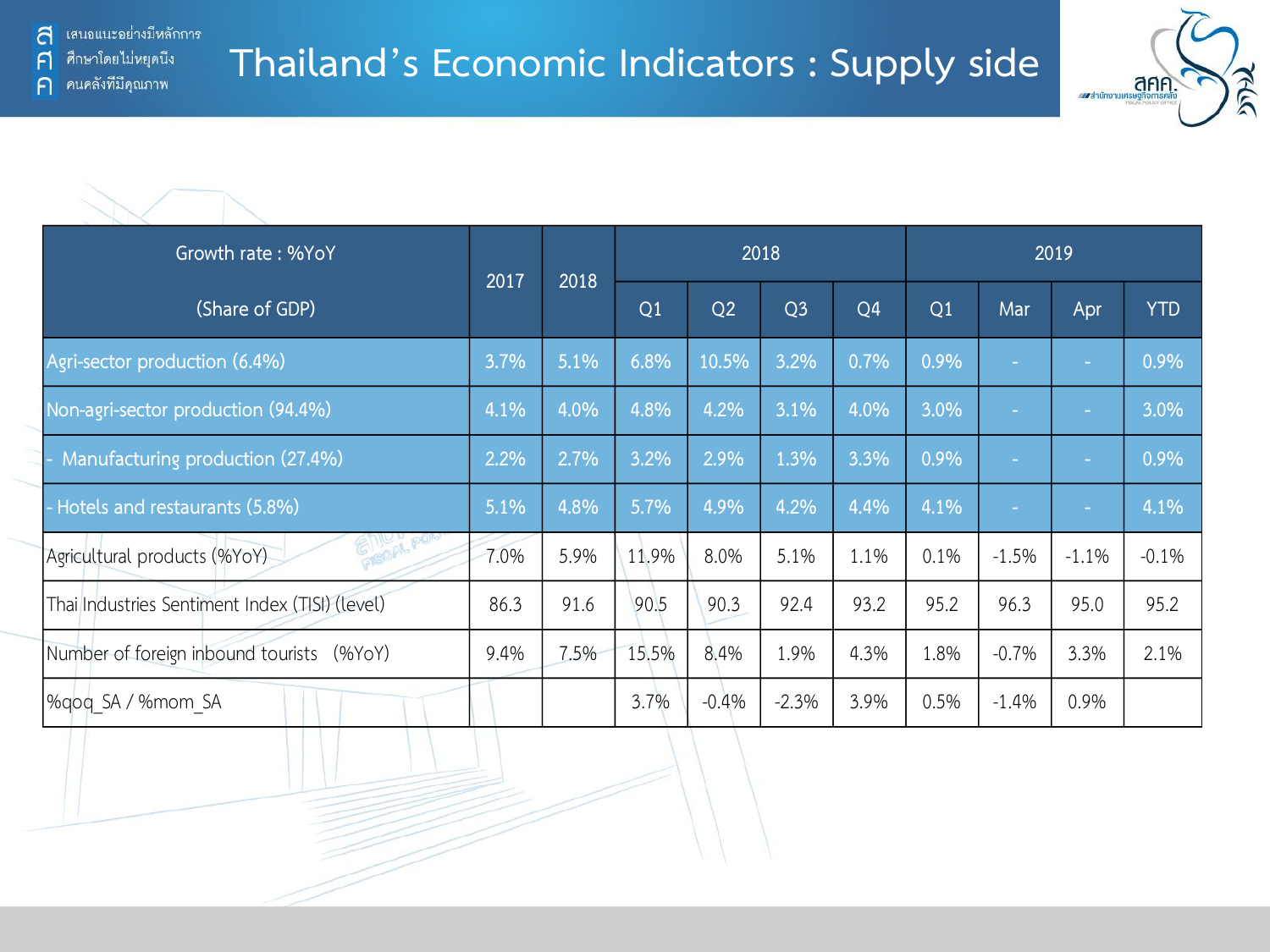# Thailand's Economic Indicators : Supply side

| Growth rate : %YoY (Share of GDP) | 2017 | 2018 | 2018 | | | | 2019 | | | |
|---|---|---|---|---|---|---|---|---|---|---|
| | | | Q1 | Q2 | Q3 | Q4 | Q1 | Mar | Apr | YTD |
| Agri-sector production (6.4%) | 3.7% | 5.1% | 6.8% | 10.5% | 3.2% | 0.7% | 0.9% | - | - | 0.9% |
| Non-agri-sector production (94.4%) | 4.1% | 4.0% | 4.8% | 4.2% | 3.1% | 4.0% | 3.0% | - | - | 3.0% |
| - Manufacturing production (27.4%) | 2.2% | 2.7% | 3.2% | 2.9% | 1.3% | 3.3% | 0.9% | - | - | 0.9% |
| - Hotels and restaurants (5.8%) | 5.1% | 4.8% | 5.7% | 4.9% | 4.2% | 4.4% | 4.1% | - | - | 4.1% |
| Agricultural products (%YoY) | 7.0% | 5.9% | 11.9% | 8.0% | 5.1% | 1.1% | 0.1% | -1.5% | -1.1% | -0.1% |
| Thai Industries Sentiment Index (TISI) (level) | 86.3 | 91.6 | 90.5 | 90.3 | 92.4 | 93.2 | 95.2 | 96.3 | 95.0 | 95.2 |
| Number of foreign inbound tourists (%YoY) | 9.4% | 7.5% | 15.5% | 8.4% | 1.9% | 4.3% | 1.8% | -0.7% | 3.3% | 2.1% |
| %qoq_SA / %mom_SA | | | 3.7% | -0.4% | -2.3% | 3.9% | 0.5% | -1.4% | 0.9% | |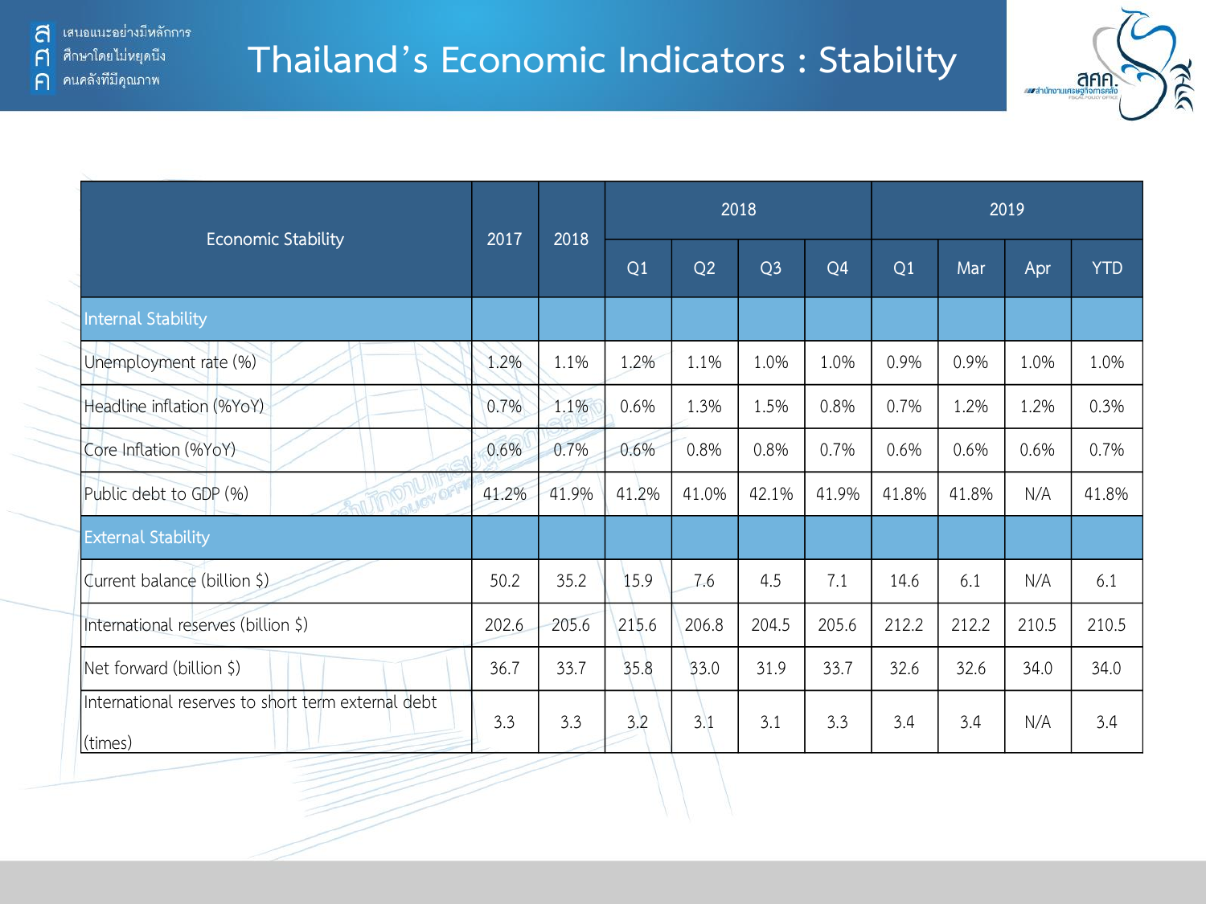# Thailand's Economic Indicators : Stability

| Economic Stability | 2017 | 2018 | 2018 | | | | 2019 | | | |
|---|---|---|---|---|---|---|---|---|---|---|
| | | | Q1 | Q2 | Q3 | Q4 | Q1 | Mar | Apr | YTD |
| Internal Stability | | | | | | | | | | |
| Unemployment rate (%) | 1.2% | 1.1% | 1.2% | 1.1% | 1.0% | 1.0% | 0.9% | 0.9% | 1.0% | 1.0% |
| Headline inflation (%YoY) | 0.7% | 1.1% | 0.6% | 1.3% | 1.5% | 0.8% | 0.7% | 1.2% | 1.2% | 0.3% |
| Core Inflation (%YoY) | 0.6% | 0.7% | 0.6% | 0.8% | 0.8% | 0.7% | 0.6% | 0.6% | 0.6% | 0.7% |
| Public debt to GDP (%) | 41.2% | 41.9% | 41.2% | 41.0% | 42.1% | 41.9% | 41.8% | 41.8% | N/A | 41.8% |
| External Stability | | | | | | | | | | |
| Current balance (billion $) | 50.2 | 35.2 | 15.9 | 7.6 | 4.5 | 7.1 | 14.6 | 6.1 | N/A | 6.1 |
| International reserves (billion $) | 202.6 | 205.6 | 215.6 | 206.8 | 204.5 | 205.6 | 212.2 | 212.2 | 210.5 | 210.5 |
| Net forward (billion $) | 36.7 | 33.7 | 35.8 | 33.0 | 31.9 | 33.7 | 32.6 | 32.6 | 34.0 | 34.0 |
| International reserves to short term external debt (times) | 3.3 | 3.3 | 3.2 | 3.1 | 3.1 | 3.3 | 3.4 | 3.4 | N/A | 3.4 |